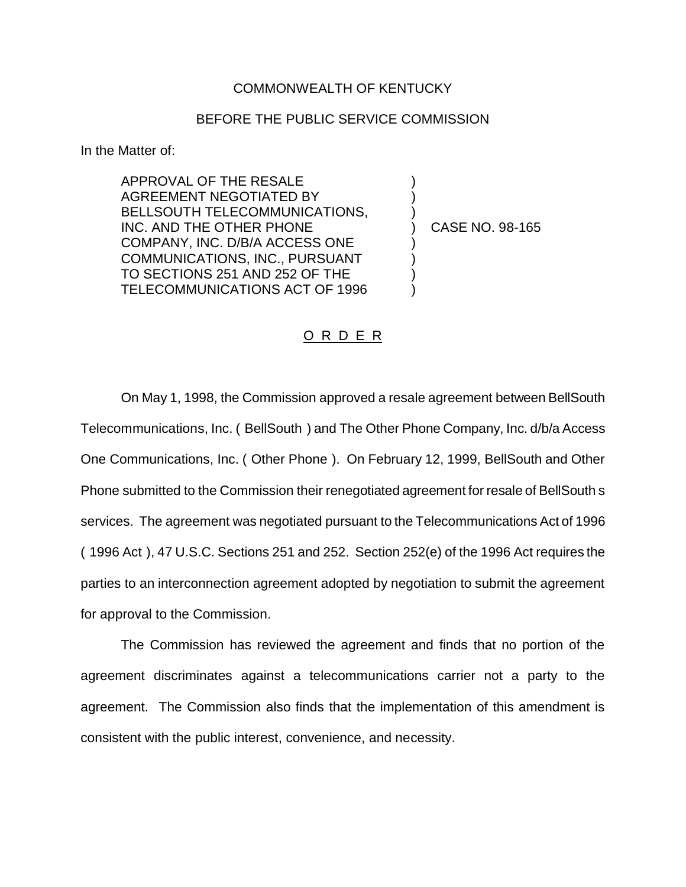COMMONWEALTH OF KENTUCKY

BEFORE THE PUBLIC SERVICE COMMISSION

In the Matter of:

| | | |
|---|---|---|
| APPROVAL OF THE RESALE AGREEMENT NEGOTIATED BY BELLSOUTH TELECOMMUNICATIONS, INC. AND THE OTHER PHONE COMPANY, INC. D/B/A ACCESS ONE COMMUNICATIONS, INC., PURSUANT TO SECTIONS 251 AND 252 OF THE TELECOMMUNICATIONS ACT OF 1996 | ) | CASE NO. 98-165 |

O R D E R

On May 1, 1998, the Commission approved a resale agreement between BellSouth Telecommunications, Inc. ( BellSouth ) and The Other Phone Company, Inc. d/b/a Access One Communications, Inc. ( Other Phone ). On February 12, 1999, BellSouth and Other Phone submitted to the Commission their renegotiated agreement for resale of BellSouth s services. The agreement was negotiated pursuant to the Telecommunications Act of 1996 ( 1996 Act ), 47 U.S.C. Sections 251 and 252. Section 252(e) of the 1996 Act requires the parties to an interconnection agreement adopted by negotiation to submit the agreement for approval to the Commission.

The Commission has reviewed the agreement and finds that no portion of the agreement discriminates against a telecommunications carrier not a party to the agreement. The Commission also finds that the implementation of this amendment is consistent with the public interest, convenience, and necessity.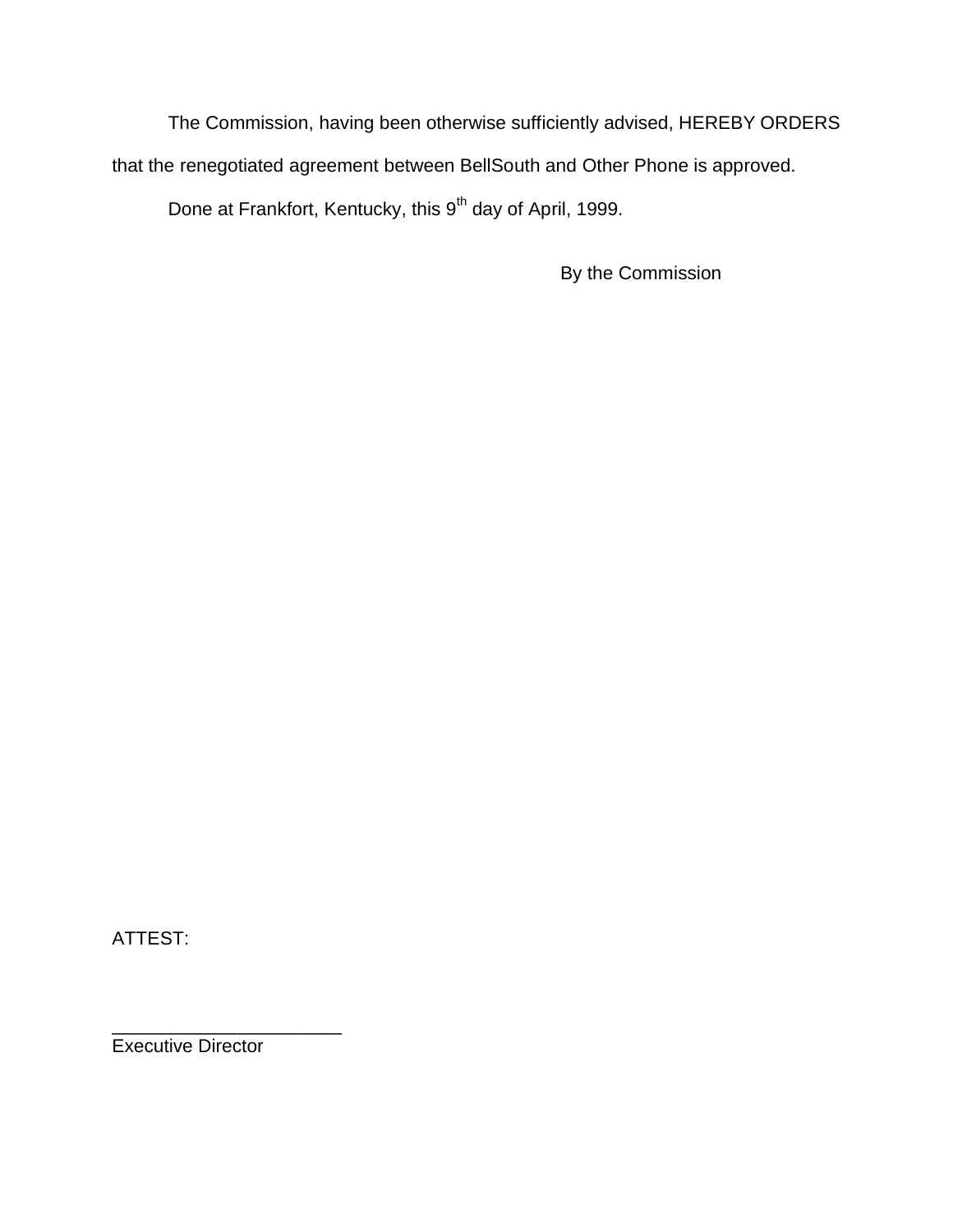The Commission, having been otherwise sufficiently advised, HEREBY ORDERS that the renegotiated agreement between BellSouth and Other Phone is approved.

Done at Frankfort, Kentucky, this 9th day of April, 1999.

By the Commission

ATTEST:

______________________
Executive Director